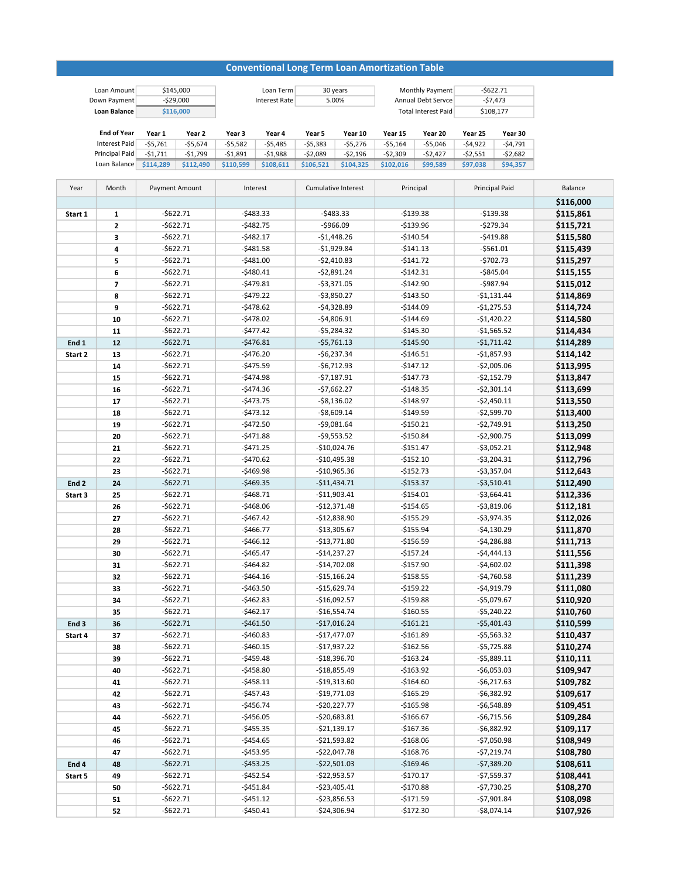# Conventional Long Term Loan Amortization Table

| | | | | | |
|---|---|---|---|---|---|
| Loan Amount | $145,000 | Loan Term | 30 years | Monthly Payment | -$622.71 |
| Down Payment | -$29,000 | Interest Rate | 5.00% | Annual Debt Servce | -$7,473 |
| **Loan Balance** | $116,000 | | | Total Interest Paid | $108,177 |

| End of Year | Year 1 | Year 2 | Year 3 | Year 4 | Year 5 | Year 10 | Year 15 | Year 20 | Year 25 | Year 30 |
|---|---|---|---|---|---|---|---|---|---|---|
| Interest Paid | -$5,761 | -$5,674 | -$5,582 | -$5,485 | -$5,383 | -$5,276 | -$5,164 | -$5,046 | -$4,922 | -$4,791 |
| Principal Paid | -$1,711 | -$1,799 | -$1,891 | -$1,988 | -$2,089 | -$2,196 | -$2,309 | -$2,427 | -$2,551 | -$2,682 |
| Loan Balance | $114,289 | $112,490 | $110,599 | $108,611 | $106,521 | $104,325 | $102,016 | $99,589 | $97,038 | $94,357 |

| Year | Month | Payment Amount | Interest | Cumulative Interest | Principal | Principal Paid | Balance |
|---|---|---|---|---|---|---|---|
| | | | | | | | **$116,000** |
| **Start 1** | 1 | -$622.71 | -$483.33 | -$483.33 | -$139.38 | -$139.38 | **$115,861** |
| | 2 | -$622.71 | -$482.75 | -$966.09 | -$139.96 | -$279.34 | **$115,721** |
| | 3 | -$622.71 | -$482.17 | -$1,448.26 | -$140.54 | -$419.88 | **$115,580** |
| | 4 | -$622.71 | -$481.58 | -$1,929.84 | -$141.13 | -$561.01 | **$115,439** |
| | 5 | -$622.71 | -$481.00 | -$2,410.83 | -$141.72 | -$702.73 | **$115,297** |
| | 6 | -$622.71 | -$480.41 | -$2,891.24 | -$142.31 | -$845.04 | **$115,155** |
| | 7 | -$622.71 | -$479.81 | -$3,371.05 | -$142.90 | -$987.94 | **$115,012** |
| | 8 | -$622.71 | -$479.22 | -$3,850.27 | -$143.50 | -$1,131.44 | **$114,869** |
| | 9 | -$622.71 | -$478.62 | -$4,328.89 | -$144.09 | -$1,275.53 | **$114,724** |
| | 10 | -$622.71 | -$478.02 | -$4,806.91 | -$144.69 | -$1,420.22 | **$114,580** |
| | 11 | -$622.71 | -$477.42 | -$5,284.32 | -$145.30 | -$1,565.52 | **$114,434** |
| **End 1** | 12 | -$622.71 | -$476.81 | -$5,761.13 | -$145.90 | -$1,711.42 | **$114,289** |
| **Start 2** | 13 | -$622.71 | -$476.20 | -$6,237.34 | -$146.51 | -$1,857.93 | **$114,142** |
| | 14 | -$622.71 | -$475.59 | -$6,712.93 | -$147.12 | -$2,005.06 | **$113,995** |
| | 15 | -$622.71 | -$474.98 | -$7,187.91 | -$147.73 | -$2,152.79 | **$113,847** |
| | 16 | -$622.71 | -$474.36 | -$7,662.27 | -$148.35 | -$2,301.14 | **$113,699** |
| | 17 | -$622.71 | -$473.75 | -$8,136.02 | -$148.97 | -$2,450.11 | **$113,550** |
| | 18 | -$622.71 | -$473.12 | -$8,609.14 | -$149.59 | -$2,599.70 | **$113,400** |
| | 19 | -$622.71 | -$472.50 | -$9,081.64 | -$150.21 | -$2,749.91 | **$113,250** |
| | 20 | -$622.71 | -$471.88 | -$9,553.52 | -$150.84 | -$2,900.75 | **$113,099** |
| | 21 | -$622.71 | -$471.25 | -$10,024.76 | -$151.47 | -$3,052.21 | **$112,948** |
| | 22 | -$622.71 | -$470.62 | -$10,495.38 | -$152.10 | -$3,204.31 | **$112,796** |
| | 23 | -$622.71 | -$469.98 | -$10,965.36 | -$152.73 | -$3,357.04 | **$112,643** |
| **End 2** | 24 | -$622.71 | -$469.35 | -$11,434.71 | -$153.37 | -$3,510.41 | **$112,490** |
| **Start 3** | 25 | -$622.71 | -$468.71 | -$11,903.41 | -$154.01 | -$3,664.41 | **$112,336** |
| | 26 | -$622.71 | -$468.06 | -$12,371.48 | -$154.65 | -$3,819.06 | **$112,181** |
| | 27 | -$622.71 | -$467.42 | -$12,838.90 | -$155.29 | -$3,974.35 | **$112,026** |
| | 28 | -$622.71 | -$466.77 | -$13,305.67 | -$155.94 | -$4,130.29 | **$111,870** |
| | 29 | -$622.71 | -$466.12 | -$13,771.80 | -$156.59 | -$4,286.88 | **$111,713** |
| | 30 | -$622.71 | -$465.47 | -$14,237.27 | -$157.24 | -$4,444.13 | **$111,556** |
| | 31 | -$622.71 | -$464.82 | -$14,702.08 | -$157.90 | -$4,602.02 | **$111,398** |
| | 32 | -$622.71 | -$464.16 | -$15,166.24 | -$158.55 | -$4,760.58 | **$111,239** |
| | 33 | -$622.71 | -$463.50 | -$15,629.74 | -$159.22 | -$4,919.79 | **$111,080** |
| | 34 | -$622.71 | -$462.83 | -$16,092.57 | -$159.88 | -$5,079.67 | **$110,920** |
| | 35 | -$622.71 | -$462.17 | -$16,554.74 | -$160.55 | -$5,240.22 | **$110,760** |
| **End 3** | 36 | -$622.71 | -$461.50 | -$17,016.24 | -$161.21 | -$5,401.43 | **$110,599** |
| **Start 4** | 37 | -$622.71 | -$460.83 | -$17,477.07 | -$161.89 | -$5,563.32 | **$110,437** |
| | 38 | -$622.71 | -$460.15 | -$17,937.22 | -$162.56 | -$5,725.88 | **$110,274** |
| | 39 | -$622.71 | -$459.48 | -$18,396.70 | -$163.24 | -$5,889.11 | **$110,111** |
| | 40 | -$622.71 | -$458.80 | -$18,855.49 | -$163.92 | -$6,053.03 | **$109,947** |
| | 41 | -$622.71 | -$458.11 | -$19,313.60 | -$164.60 | -$6,217.63 | **$109,782** |
| | 42 | -$622.71 | -$457.43 | -$19,771.03 | -$165.29 | -$6,382.92 | **$109,617** |
| | 43 | -$622.71 | -$456.74 | -$20,227.77 | -$165.98 | -$6,548.89 | **$109,451** |
| | 44 | -$622.71 | -$456.05 | -$20,683.81 | -$166.67 | -$6,715.56 | **$109,284** |
| | 45 | -$622.71 | -$455.35 | -$21,139.17 | -$167.36 | -$6,882.92 | **$109,117** |
| | 46 | -$622.71 | -$454.65 | -$21,593.82 | -$168.06 | -$7,050.98 | **$108,949** |
| | 47 | -$622.71 | -$453.95 | -$22,047.78 | -$168.76 | -$7,219.74 | **$108,780** |
| **End 4** | 48 | -$622.71 | -$453.25 | -$22,501.03 | -$169.46 | -$7,389.20 | **$108,611** |
| **Start 5** | 49 | -$622.71 | -$452.54 | -$22,953.57 | -$170.17 | -$7,559.37 | **$108,441** |
| | 50 | -$622.71 | -$451.84 | -$23,405.41 | -$170.88 | -$7,730.25 | **$108,270** |
| | 51 | -$622.71 | -$451.12 | -$23,856.53 | -$171.59 | -$7,901.84 | **$108,098** |
| | 52 | -$622.71 | -$450.41 | -$24,306.94 | -$172.30 | -$8,074.14 | **$107,926** |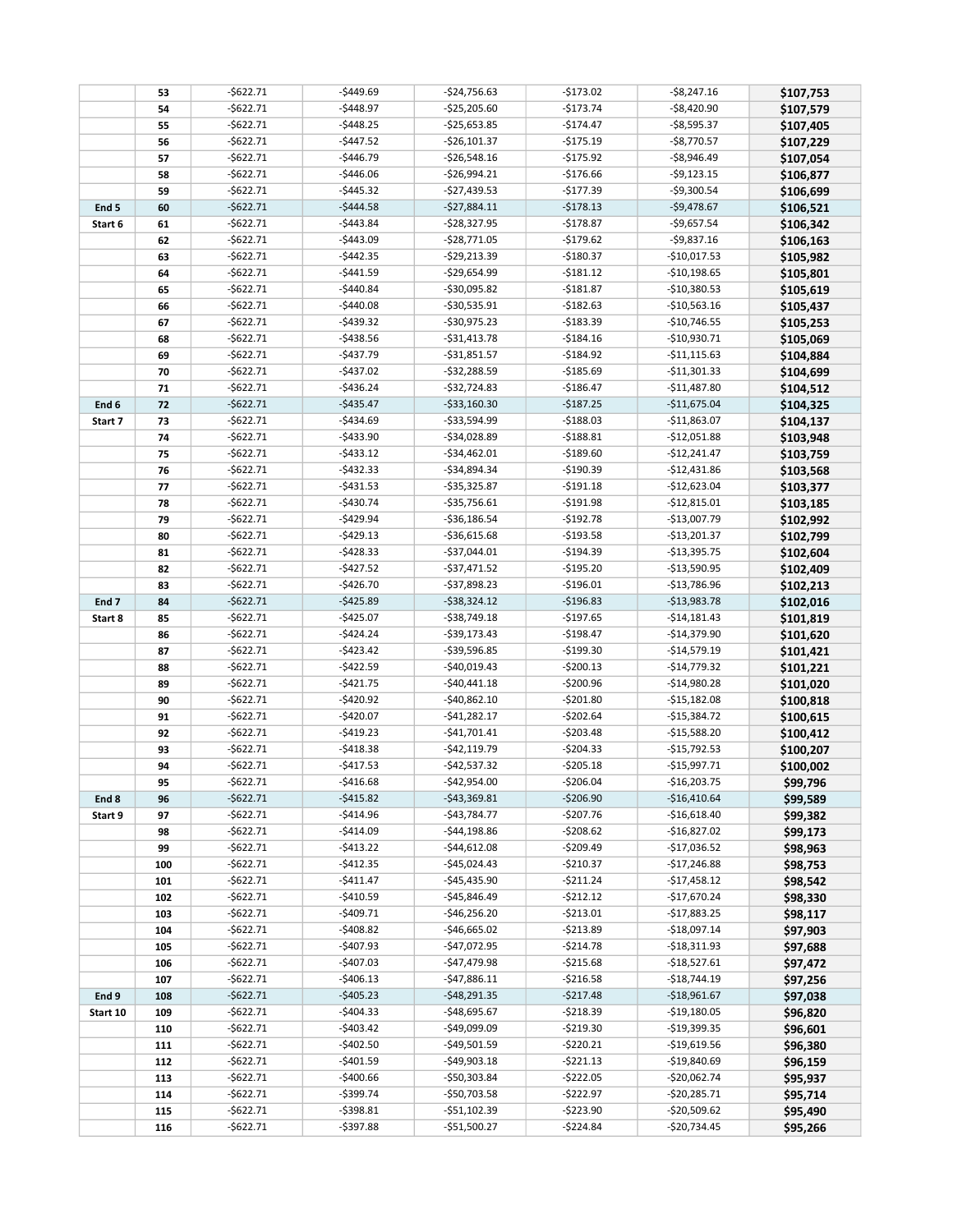|  |  |  |  |  |  |  |  |
|---|---|---|---|---|---|---|---|
|  | 53 | -$622.71 | -$449.69 | -$24,756.63 | -$173.02 | -$8,247.16 | $107,753 |
|  | 54 | -$622.71 | -$448.97 | -$25,205.60 | -$173.74 | -$8,420.90 | $107,579 |
|  | 55 | -$622.71 | -$448.25 | -$25,653.85 | -$174.47 | -$8,595.37 | $107,405 |
|  | 56 | -$622.71 | -$447.52 | -$26,101.37 | -$175.19 | -$8,770.57 | $107,229 |
|  | 57 | -$622.71 | -$446.79 | -$26,548.16 | -$175.92 | -$8,946.49 | $107,054 |
|  | 58 | -$622.71 | -$446.06 | -$26,994.21 | -$176.66 | -$9,123.15 | $106,877 |
|  | 59 | -$622.71 | -$445.32 | -$27,439.53 | -$177.39 | -$9,300.54 | $106,699 |
| End 5 | 60 | -$622.71 | -$444.58 | -$27,884.11 | -$178.13 | -$9,478.67 | $106,521 |
| Start 6 | 61 | -$622.71 | -$443.84 | -$28,327.95 | -$178.87 | -$9,657.54 | $106,342 |
|  | 62 | -$622.71 | -$443.09 | -$28,771.05 | -$179.62 | -$9,837.16 | $106,163 |
|  | 63 | -$622.71 | -$442.35 | -$29,213.39 | -$180.37 | -$10,017.53 | $105,982 |
|  | 64 | -$622.71 | -$441.59 | -$29,654.99 | -$181.12 | -$10,198.65 | $105,801 |
|  | 65 | -$622.71 | -$440.84 | -$30,095.82 | -$181.87 | -$10,380.53 | $105,619 |
|  | 66 | -$622.71 | -$440.08 | -$30,535.91 | -$182.63 | -$10,563.16 | $105,437 |
|  | 67 | -$622.71 | -$439.32 | -$30,975.23 | -$183.39 | -$10,746.55 | $105,253 |
|  | 68 | -$622.71 | -$438.56 | -$31,413.78 | -$184.16 | -$10,930.71 | $105,069 |
|  | 69 | -$622.71 | -$437.79 | -$31,851.57 | -$184.92 | -$11,115.63 | $104,884 |
|  | 70 | -$622.71 | -$437.02 | -$32,288.59 | -$185.69 | -$11,301.33 | $104,699 |
|  | 71 | -$622.71 | -$436.24 | -$32,724.83 | -$186.47 | -$11,487.80 | $104,512 |
| End 6 | 72 | -$622.71 | -$435.47 | -$33,160.30 | -$187.25 | -$11,675.04 | $104,325 |
| Start 7 | 73 | -$622.71 | -$434.69 | -$33,594.99 | -$188.03 | -$11,863.07 | $104,137 |
|  | 74 | -$622.71 | -$433.90 | -$34,028.89 | -$188.81 | -$12,051.88 | $103,948 |
|  | 75 | -$622.71 | -$433.12 | -$34,462.01 | -$189.60 | -$12,241.47 | $103,759 |
|  | 76 | -$622.71 | -$432.33 | -$34,894.34 | -$190.39 | -$12,431.86 | $103,568 |
|  | 77 | -$622.71 | -$431.53 | -$35,325.87 | -$191.18 | -$12,623.04 | $103,377 |
|  | 78 | -$622.71 | -$430.74 | -$35,756.61 | -$191.98 | -$12,815.01 | $103,185 |
|  | 79 | -$622.71 | -$429.94 | -$36,186.54 | -$192.78 | -$13,007.79 | $102,992 |
|  | 80 | -$622.71 | -$429.13 | -$36,615.68 | -$193.58 | -$13,201.37 | $102,799 |
|  | 81 | -$622.71 | -$428.33 | -$37,044.01 | -$194.39 | -$13,395.75 | $102,604 |
|  | 82 | -$622.71 | -$427.52 | -$37,471.52 | -$195.20 | -$13,590.95 | $102,409 |
|  | 83 | -$622.71 | -$426.70 | -$37,898.23 | -$196.01 | -$13,786.96 | $102,213 |
| End 7 | 84 | -$622.71 | -$425.89 | -$38,324.12 | -$196.83 | -$13,983.78 | $102,016 |
| Start 8 | 85 | -$622.71 | -$425.07 | -$38,749.18 | -$197.65 | -$14,181.43 | $101,819 |
|  | 86 | -$622.71 | -$424.24 | -$39,173.43 | -$198.47 | -$14,379.90 | $101,620 |
|  | 87 | -$622.71 | -$423.42 | -$39,596.85 | -$199.30 | -$14,579.19 | $101,421 |
|  | 88 | -$622.71 | -$422.59 | -$40,019.43 | -$200.13 | -$14,779.32 | $101,221 |
|  | 89 | -$622.71 | -$421.75 | -$40,441.18 | -$200.96 | -$14,980.28 | $101,020 |
|  | 90 | -$622.71 | -$420.92 | -$40,862.10 | -$201.80 | -$15,182.08 | $100,818 |
|  | 91 | -$622.71 | -$420.07 | -$41,282.17 | -$202.64 | -$15,384.72 | $100,615 |
|  | 92 | -$622.71 | -$419.23 | -$41,701.41 | -$203.48 | -$15,588.20 | $100,412 |
|  | 93 | -$622.71 | -$418.38 | -$42,119.79 | -$204.33 | -$15,792.53 | $100,207 |
|  | 94 | -$622.71 | -$417.53 | -$42,537.32 | -$205.18 | -$15,997.71 | $100,002 |
|  | 95 | -$622.71 | -$416.68 | -$42,954.00 | -$206.04 | -$16,203.75 | $99,796 |
| End 8 | 96 | -$622.71 | -$415.82 | -$43,369.81 | -$206.90 | -$16,410.64 | $99,589 |
| Start 9 | 97 | -$622.71 | -$414.96 | -$43,784.77 | -$207.76 | -$16,618.40 | $99,382 |
|  | 98 | -$622.71 | -$414.09 | -$44,198.86 | -$208.62 | -$16,827.02 | $99,173 |
|  | 99 | -$622.71 | -$413.22 | -$44,612.08 | -$209.49 | -$17,036.52 | $98,963 |
|  | 100 | -$622.71 | -$412.35 | -$45,024.43 | -$210.37 | -$17,246.88 | $98,753 |
|  | 101 | -$622.71 | -$411.47 | -$45,435.90 | -$211.24 | -$17,458.12 | $98,542 |
|  | 102 | -$622.71 | -$410.59 | -$45,846.49 | -$212.12 | -$17,670.24 | $98,330 |
|  | 103 | -$622.71 | -$409.71 | -$46,256.20 | -$213.01 | -$17,883.25 | $98,117 |
|  | 104 | -$622.71 | -$408.82 | -$46,665.02 | -$213.89 | -$18,097.14 | $97,903 |
|  | 105 | -$622.71 | -$407.93 | -$47,072.95 | -$214.78 | -$18,311.93 | $97,688 |
|  | 106 | -$622.71 | -$407.03 | -$47,479.98 | -$215.68 | -$18,527.61 | $97,472 |
|  | 107 | -$622.71 | -$406.13 | -$47,886.11 | -$216.58 | -$18,744.19 | $97,256 |
| End 9 | 108 | -$622.71 | -$405.23 | -$48,291.35 | -$217.48 | -$18,961.67 | $97,038 |
| Start 10 | 109 | -$622.71 | -$404.33 | -$48,695.67 | -$218.39 | -$19,180.05 | $96,820 |
|  | 110 | -$622.71 | -$403.42 | -$49,099.09 | -$219.30 | -$19,399.35 | $96,601 |
|  | 111 | -$622.71 | -$402.50 | -$49,501.59 | -$220.21 | -$19,619.56 | $96,380 |
|  | 112 | -$622.71 | -$401.59 | -$49,903.18 | -$221.13 | -$19,840.69 | $96,159 |
|  | 113 | -$622.71 | -$400.66 | -$50,303.84 | -$222.05 | -$20,062.74 | $95,937 |
|  | 114 | -$622.71 | -$399.74 | -$50,703.58 | -$222.97 | -$20,285.71 | $95,714 |
|  | 115 | -$622.71 | -$398.81 | -$51,102.39 | -$223.90 | -$20,509.62 | $95,490 |
|  | 116 | -$622.71 | -$397.88 | -$51,500.27 | -$224.84 | -$20,734.45 | $95,266 |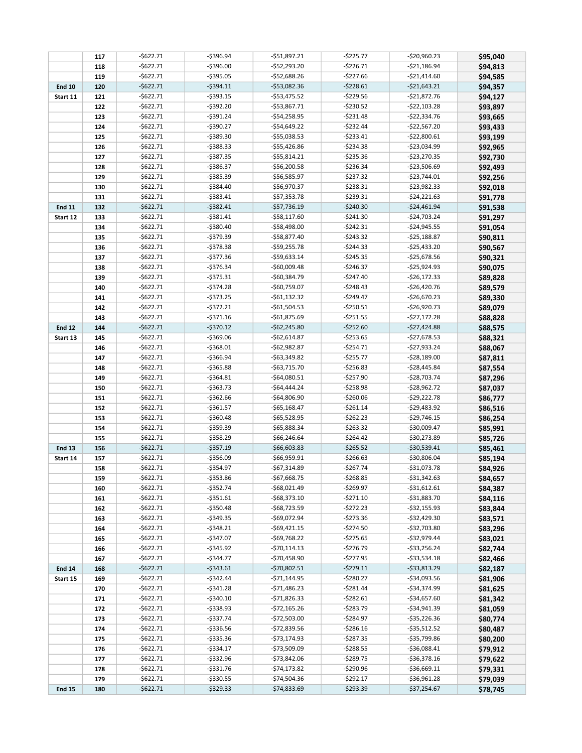| | | | | | | | |
|---|---|---|---|---|---|---|---|
| | 117 | -$622.71 | -$396.94 | -$51,897.21 | -$225.77 | -$20,960.23 | $95,040 |
| | 118 | -$622.71 | -$396.00 | -$52,293.20 | -$226.71 | -$21,186.94 | $94,813 |
| | 119 | -$622.71 | -$395.05 | -$52,688.26 | -$227.66 | -$21,414.60 | $94,585 |
| End 10 | 120 | -$622.71 | -$394.11 | -$53,082.36 | -$228.61 | -$21,643.21 | $94,357 |
| Start 11 | 121 | -$622.71 | -$393.15 | -$53,475.52 | -$229.56 | -$21,872.76 | $94,127 |
| | 122 | -$622.71 | -$392.20 | -$53,867.71 | -$230.52 | -$22,103.28 | $93,897 |
| | 123 | -$622.71 | -$391.24 | -$54,258.95 | -$231.48 | -$22,334.76 | $93,665 |
| | 124 | -$622.71 | -$390.27 | -$54,649.22 | -$232.44 | -$22,567.20 | $93,433 |
| | 125 | -$622.71 | -$389.30 | -$55,038.53 | -$233.41 | -$22,800.61 | $93,199 |
| | 126 | -$622.71 | -$388.33 | -$55,426.86 | -$234.38 | -$23,034.99 | $92,965 |
| | 127 | -$622.71 | -$387.35 | -$55,814.21 | -$235.36 | -$23,270.35 | $92,730 |
| | 128 | -$622.71 | -$386.37 | -$56,200.58 | -$236.34 | -$23,506.69 | $92,493 |
| | 129 | -$622.71 | -$385.39 | -$56,585.97 | -$237.32 | -$23,744.01 | $92,256 |
| | 130 | -$622.71 | -$384.40 | -$56,970.37 | -$238.31 | -$23,982.33 | $92,018 |
| | 131 | -$622.71 | -$383.41 | -$57,353.78 | -$239.31 | -$24,221.63 | $91,778 |
| End 11 | 132 | -$622.71 | -$382.41 | -$57,736.19 | -$240.30 | -$24,461.94 | $91,538 |
| Start 12 | 133 | -$622.71 | -$381.41 | -$58,117.60 | -$241.30 | -$24,703.24 | $91,297 |
| | 134 | -$622.71 | -$380.40 | -$58,498.00 | -$242.31 | -$24,945.55 | $91,054 |
| | 135 | -$622.71 | -$379.39 | -$58,877.40 | -$243.32 | -$25,188.87 | $90,811 |
| | 136 | -$622.71 | -$378.38 | -$59,255.78 | -$244.33 | -$25,433.20 | $90,567 |
| | 137 | -$622.71 | -$377.36 | -$59,633.14 | -$245.35 | -$25,678.56 | $90,321 |
| | 138 | -$622.71 | -$376.34 | -$60,009.48 | -$246.37 | -$25,924.93 | $90,075 |
| | 139 | -$622.71 | -$375.31 | -$60,384.79 | -$247.40 | -$26,172.33 | $89,828 |
| | 140 | -$622.71 | -$374.28 | -$60,759.07 | -$248.43 | -$26,420.76 | $89,579 |
| | 141 | -$622.71 | -$373.25 | -$61,132.32 | -$249.47 | -$26,670.23 | $89,330 |
| | 142 | -$622.71 | -$372.21 | -$61,504.53 | -$250.51 | -$26,920.73 | $89,079 |
| | 143 | -$622.71 | -$371.16 | -$61,875.69 | -$251.55 | -$27,172.28 | $88,828 |
| End 12 | 144 | -$622.71 | -$370.12 | -$62,245.80 | -$252.60 | -$27,424.88 | $88,575 |
| Start 13 | 145 | -$622.71 | -$369.06 | -$62,614.87 | -$253.65 | -$27,678.53 | $88,321 |
| | 146 | -$622.71 | -$368.01 | -$62,982.87 | -$254.71 | -$27,933.24 | $88,067 |
| | 147 | -$622.71 | -$366.94 | -$63,349.82 | -$255.77 | -$28,189.00 | $87,811 |
| | 148 | -$622.71 | -$365.88 | -$63,715.70 | -$256.83 | -$28,445.84 | $87,554 |
| | 149 | -$622.71 | -$364.81 | -$64,080.51 | -$257.90 | -$28,703.74 | $87,296 |
| | 150 | -$622.71 | -$363.73 | -$64,444.24 | -$258.98 | -$28,962.72 | $87,037 |
| | 151 | -$622.71 | -$362.66 | -$64,806.90 | -$260.06 | -$29,222.78 | $86,777 |
| | 152 | -$622.71 | -$361.57 | -$65,168.47 | -$261.14 | -$29,483.92 | $86,516 |
| | 153 | -$622.71 | -$360.48 | -$65,528.95 | -$262.23 | -$29,746.15 | $86,254 |
| | 154 | -$622.71 | -$359.39 | -$65,888.34 | -$263.32 | -$30,009.47 | $85,991 |
| | 155 | -$622.71 | -$358.29 | -$66,246.64 | -$264.42 | -$30,273.89 | $85,726 |
| End 13 | 156 | -$622.71 | -$357.19 | -$66,603.83 | -$265.52 | -$30,539.41 | $85,461 |
| Start 14 | 157 | -$622.71 | -$356.09 | -$66,959.91 | -$266.63 | -$30,806.04 | $85,194 |
| | 158 | -$622.71 | -$354.97 | -$67,314.89 | -$267.74 | -$31,073.78 | $84,926 |
| | 159 | -$622.71 | -$353.86 | -$67,668.75 | -$268.85 | -$31,342.63 | $84,657 |
| | 160 | -$622.71 | -$352.74 | -$68,021.49 | -$269.97 | -$31,612.61 | $84,387 |
| | 161 | -$622.71 | -$351.61 | -$68,373.10 | -$271.10 | -$31,883.70 | $84,116 |
| | 162 | -$622.71 | -$350.48 | -$68,723.59 | -$272.23 | -$32,155.93 | $83,844 |
| | 163 | -$622.71 | -$349.35 | -$69,072.94 | -$273.36 | -$32,429.30 | $83,571 |
| | 164 | -$622.71 | -$348.21 | -$69,421.15 | -$274.50 | -$32,703.80 | $83,296 |
| | 165 | -$622.71 | -$347.07 | -$69,768.22 | -$275.65 | -$32,979.44 | $83,021 |
| | 166 | -$622.71 | -$345.92 | -$70,114.13 | -$276.79 | -$33,256.24 | $82,744 |
| | 167 | -$622.71 | -$344.77 | -$70,458.90 | -$277.95 | -$33,534.18 | $82,466 |
| End 14 | 168 | -$622.71 | -$343.61 | -$70,802.51 | -$279.11 | -$33,813.29 | $82,187 |
| Start 15 | 169 | -$622.71 | -$342.44 | -$71,144.95 | -$280.27 | -$34,093.56 | $81,906 |
| | 170 | -$622.71 | -$341.28 | -$71,486.23 | -$281.44 | -$34,374.99 | $81,625 |
| | 171 | -$622.71 | -$340.10 | -$71,826.33 | -$282.61 | -$34,657.60 | $81,342 |
| | 172 | -$622.71 | -$338.93 | -$72,165.26 | -$283.79 | -$34,941.39 | $81,059 |
| | 173 | -$622.71 | -$337.74 | -$72,503.00 | -$284.97 | -$35,226.36 | $80,774 |
| | 174 | -$622.71 | -$336.56 | -$72,839.56 | -$286.16 | -$35,512.52 | $80,487 |
| | 175 | -$622.71 | -$335.36 | -$73,174.93 | -$287.35 | -$35,799.86 | $80,200 |
| | 176 | -$622.71 | -$334.17 | -$73,509.09 | -$288.55 | -$36,088.41 | $79,912 |
| | 177 | -$622.71 | -$332.96 | -$73,842.06 | -$289.75 | -$36,378.16 | $79,622 |
| | 178 | -$622.71 | -$331.76 | -$74,173.82 | -$290.96 | -$36,669.11 | $79,331 |
| | 179 | -$622.71 | -$330.55 | -$74,504.36 | -$292.17 | -$36,961.28 | $79,039 |
| End 15 | 180 | -$622.71 | -$329.33 | -$74,833.69 | -$293.39 | -$37,254.67 | $78,745 |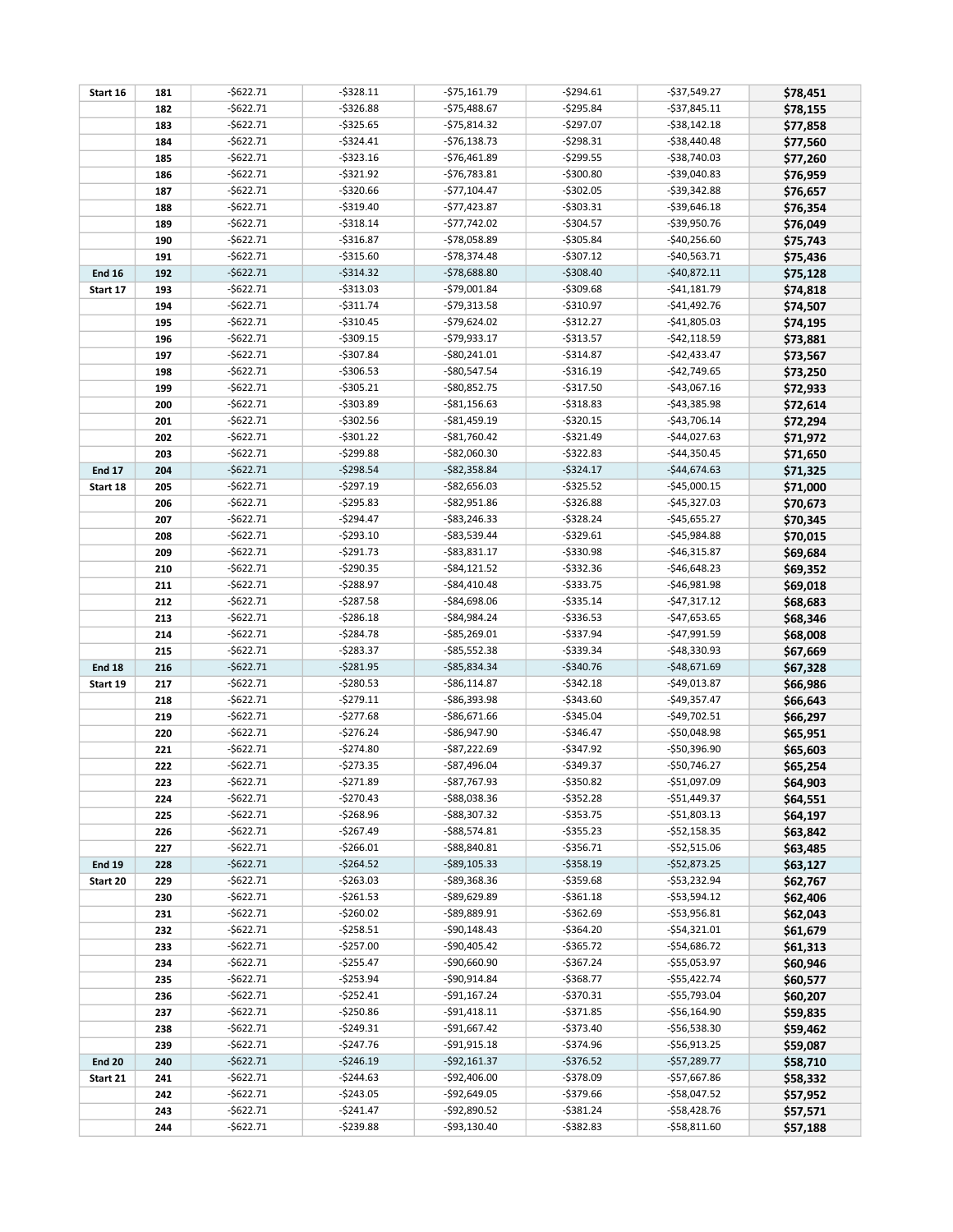| | | | | | | | |
|---|---|---|---|---|---|---|---|
| **Start 16** | **181** | -$622.71 | -$328.11 | -$75,161.79 | -$294.61 | -$37,549.27 | **$78,451** |
| | **182** | -$622.71 | -$326.88 | -$75,488.67 | -$295.84 | -$37,845.11 | **$78,155** |
| | **183** | -$622.71 | -$325.65 | -$75,814.32 | -$297.07 | -$38,142.18 | **$77,858** |
| | **184** | -$622.71 | -$324.41 | -$76,138.73 | -$298.31 | -$38,440.48 | **$77,560** |
| | **185** | -$622.71 | -$323.16 | -$76,461.89 | -$299.55 | -$38,740.03 | **$77,260** |
| | **186** | -$622.71 | -$321.92 | -$76,783.81 | -$300.80 | -$39,040.83 | **$76,959** |
| | **187** | -$622.71 | -$320.66 | -$77,104.47 | -$302.05 | -$39,342.88 | **$76,657** |
| | **188** | -$622.71 | -$319.40 | -$77,423.87 | -$303.31 | -$39,646.18 | **$76,354** |
| | **189** | -$622.71 | -$318.14 | -$77,742.02 | -$304.57 | -$39,950.76 | **$76,049** |
| | **190** | -$622.71 | -$316.87 | -$78,058.89 | -$305.84 | -$40,256.60 | **$75,743** |
| | **191** | -$622.71 | -$315.60 | -$78,374.48 | -$307.12 | -$40,563.71 | **$75,436** |
| **End 16** | **192** | -$622.71 | -$314.32 | -$78,688.80 | -$308.40 | -$40,872.11 | **$75,128** |
| **Start 17** | **193** | -$622.71 | -$313.03 | -$79,001.84 | -$309.68 | -$41,181.79 | **$74,818** |
| | **194** | -$622.71 | -$311.74 | -$79,313.58 | -$310.97 | -$41,492.76 | **$74,507** |
| | **195** | -$622.71 | -$310.45 | -$79,624.02 | -$312.27 | -$41,805.03 | **$74,195** |
| | **196** | -$622.71 | -$309.15 | -$79,933.17 | -$313.57 | -$42,118.59 | **$73,881** |
| | **197** | -$622.71 | -$307.84 | -$80,241.01 | -$314.87 | -$42,433.47 | **$73,567** |
| | **198** | -$622.71 | -$306.53 | -$80,547.54 | -$316.19 | -$42,749.65 | **$73,250** |
| | **199** | -$622.71 | -$305.21 | -$80,852.75 | -$317.50 | -$43,067.16 | **$72,933** |
| | **200** | -$622.71 | -$303.89 | -$81,156.63 | -$318.83 | -$43,385.98 | **$72,614** |
| | **201** | -$622.71 | -$302.56 | -$81,459.19 | -$320.15 | -$43,706.14 | **$72,294** |
| | **202** | -$622.71 | -$301.22 | -$81,760.42 | -$321.49 | -$44,027.63 | **$71,972** |
| | **203** | -$622.71 | -$299.88 | -$82,060.30 | -$322.83 | -$44,350.45 | **$71,650** |
| **End 17** | **204** | -$622.71 | -$298.54 | -$82,358.84 | -$324.17 | -$44,674.63 | **$71,325** |
| **Start 18** | **205** | -$622.71 | -$297.19 | -$82,656.03 | -$325.52 | -$45,000.15 | **$71,000** |
| | **206** | -$622.71 | -$295.83 | -$82,951.86 | -$326.88 | -$45,327.03 | **$70,673** |
| | **207** | -$622.71 | -$294.47 | -$83,246.33 | -$328.24 | -$45,655.27 | **$70,345** |
| | **208** | -$622.71 | -$293.10 | -$83,539.44 | -$329.61 | -$45,984.88 | **$70,015** |
| | **209** | -$622.71 | -$291.73 | -$83,831.17 | -$330.98 | -$46,315.87 | **$69,684** |
| | **210** | -$622.71 | -$290.35 | -$84,121.52 | -$332.36 | -$46,648.23 | **$69,352** |
| | **211** | -$622.71 | -$288.97 | -$84,410.48 | -$333.75 | -$46,981.98 | **$69,018** |
| | **212** | -$622.71 | -$287.58 | -$84,698.06 | -$335.14 | -$47,317.12 | **$68,683** |
| | **213** | -$622.71 | -$286.18 | -$84,984.24 | -$336.53 | -$47,653.65 | **$68,346** |
| | **214** | -$622.71 | -$284.78 | -$85,269.01 | -$337.94 | -$47,991.59 | **$68,008** |
| | **215** | -$622.71 | -$283.37 | -$85,552.38 | -$339.34 | -$48,330.93 | **$67,669** |
| **End 18** | **216** | -$622.71 | -$281.95 | -$85,834.34 | -$340.76 | -$48,671.69 | **$67,328** |
| **Start 19** | **217** | -$622.71 | -$280.53 | -$86,114.87 | -$342.18 | -$49,013.87 | **$66,986** |
| | **218** | -$622.71 | -$279.11 | -$86,393.98 | -$343.60 | -$49,357.47 | **$66,643** |
| | **219** | -$622.71 | -$277.68 | -$86,671.66 | -$345.04 | -$49,702.51 | **$66,297** |
| | **220** | -$622.71 | -$276.24 | -$86,947.90 | -$346.47 | -$50,048.98 | **$65,951** |
| | **221** | -$622.71 | -$274.80 | -$87,222.69 | -$347.92 | -$50,396.90 | **$65,603** |
| | **222** | -$622.71 | -$273.35 | -$87,496.04 | -$349.37 | -$50,746.27 | **$65,254** |
| | **223** | -$622.71 | -$271.89 | -$87,767.93 | -$350.82 | -$51,097.09 | **$64,903** |
| | **224** | -$622.71 | -$270.43 | -$88,038.36 | -$352.28 | -$51,449.37 | **$64,551** |
| | **225** | -$622.71 | -$268.96 | -$88,307.32 | -$353.75 | -$51,803.13 | **$64,197** |
| | **226** | -$622.71 | -$267.49 | -$88,574.81 | -$355.23 | -$52,158.35 | **$63,842** |
| | **227** | -$622.71 | -$266.01 | -$88,840.81 | -$356.71 | -$52,515.06 | **$63,485** |
| **End 19** | **228** | -$622.71 | -$264.52 | -$89,105.33 | -$358.19 | -$52,873.25 | **$63,127** |
| **Start 20** | **229** | -$622.71 | -$263.03 | -$89,368.36 | -$359.68 | -$53,232.94 | **$62,767** |
| | **230** | -$622.71 | -$261.53 | -$89,629.89 | -$361.18 | -$53,594.12 | **$62,406** |
| | **231** | -$622.71 | -$260.02 | -$89,889.91 | -$362.69 | -$53,956.81 | **$62,043** |
| | **232** | -$622.71 | -$258.51 | -$90,148.43 | -$364.20 | -$54,321.01 | **$61,679** |
| | **233** | -$622.71 | -$257.00 | -$90,405.42 | -$365.72 | -$54,686.72 | **$61,313** |
| | **234** | -$622.71 | -$255.47 | -$90,660.90 | -$367.24 | -$55,053.97 | **$60,946** |
| | **235** | -$622.71 | -$253.94 | -$90,914.84 | -$368.77 | -$55,422.74 | **$60,577** |
| | **236** | -$622.71 | -$252.41 | -$91,167.24 | -$370.31 | -$55,793.04 | **$60,207** |
| | **237** | -$622.71 | -$250.86 | -$91,418.11 | -$371.85 | -$56,164.90 | **$59,835** |
| | **238** | -$622.71 | -$249.31 | -$91,667.42 | -$373.40 | -$56,538.30 | **$59,462** |
| | **239** | -$622.71 | -$247.76 | -$91,915.18 | -$374.96 | -$56,913.25 | **$59,087** |
| **End 20** | **240** | -$622.71 | -$246.19 | -$92,161.37 | -$376.52 | -$57,289.77 | **$58,710** |
| **Start 21** | **241** | -$622.71 | -$244.63 | -$92,406.00 | -$378.09 | -$57,667.86 | **$58,332** |
| | **242** | -$622.71 | -$243.05 | -$92,649.05 | -$379.66 | -$58,047.52 | **$57,952** |
| | **243** | -$622.71 | -$241.47 | -$92,890.52 | -$381.24 | -$58,428.76 | **$57,571** |
| | **244** | -$622.71 | -$239.88 | -$93,130.40 | -$382.83 | -$58,811.60 | **$57,188** |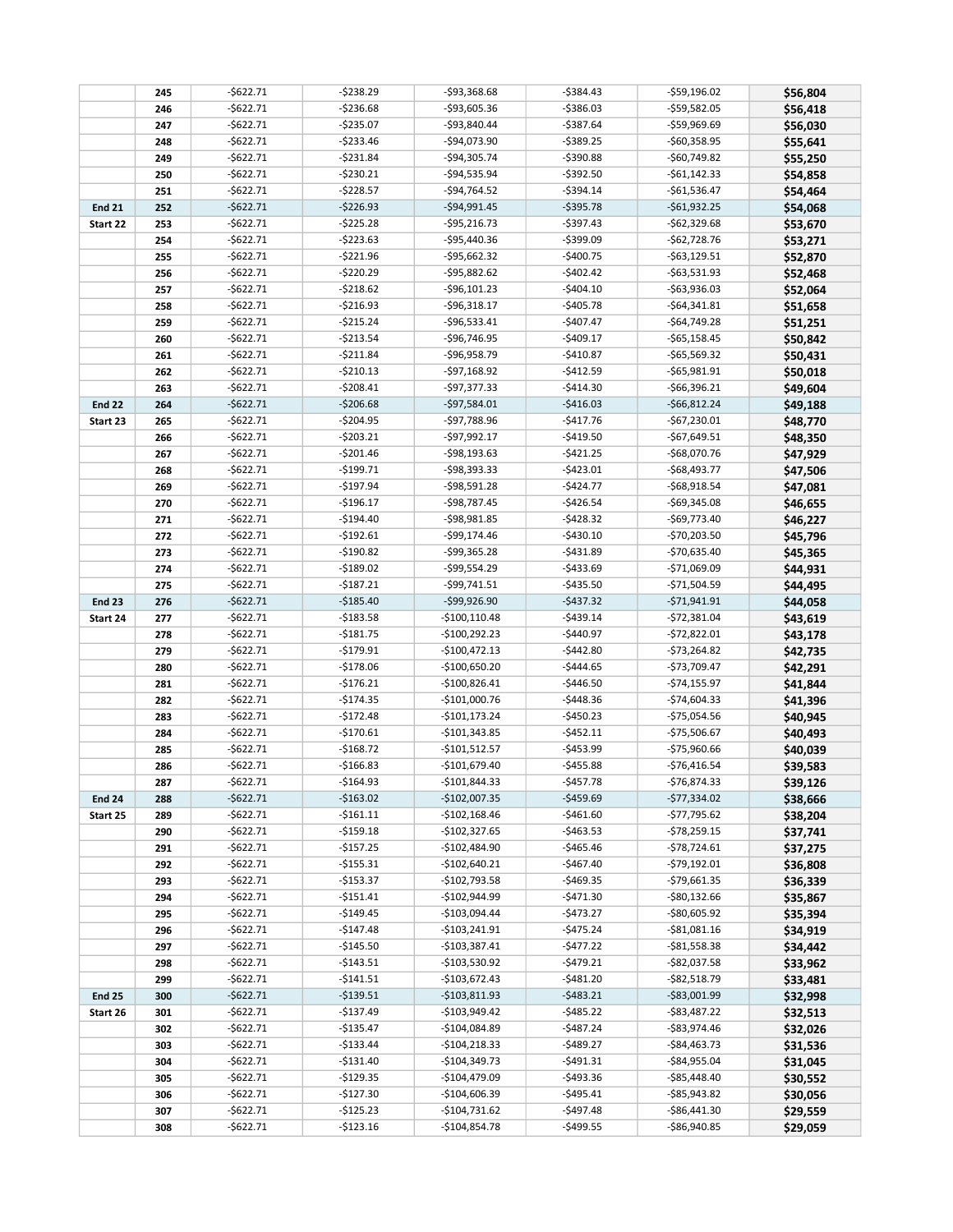| | | | | | | | |
|---|---|---|---|---|---|---|---|
| | 245 | -$622.71 | -$238.29 | -$93,368.68 | -$384.43 | -$59,196.02 | $56,804 |
| | 246 | -$622.71 | -$236.68 | -$93,605.36 | -$386.03 | -$59,582.05 | $56,418 |
| | 247 | -$622.71 | -$235.07 | -$93,840.44 | -$387.64 | -$59,969.69 | $56,030 |
| | 248 | -$622.71 | -$233.46 | -$94,073.90 | -$389.25 | -$60,358.95 | $55,641 |
| | 249 | -$622.71 | -$231.84 | -$94,305.74 | -$390.88 | -$60,749.82 | $55,250 |
| | 250 | -$622.71 | -$230.21 | -$94,535.94 | -$392.50 | -$61,142.33 | $54,858 |
| | 251 | -$622.71 | -$228.57 | -$94,764.52 | -$394.14 | -$61,536.47 | $54,464 |
| End 21 | 252 | -$622.71 | -$226.93 | -$94,991.45 | -$395.78 | -$61,932.25 | $54,068 |
| Start 22 | 253 | -$622.71 | -$225.28 | -$95,216.73 | -$397.43 | -$62,329.68 | $53,670 |
| | 254 | -$622.71 | -$223.63 | -$95,440.36 | -$399.09 | -$62,728.76 | $53,271 |
| | 255 | -$622.71 | -$221.96 | -$95,662.32 | -$400.75 | -$63,129.51 | $52,870 |
| | 256 | -$622.71 | -$220.29 | -$95,882.62 | -$402.42 | -$63,531.93 | $52,468 |
| | 257 | -$622.71 | -$218.62 | -$96,101.23 | -$404.10 | -$63,936.03 | $52,064 |
| | 258 | -$622.71 | -$216.93 | -$96,318.17 | -$405.78 | -$64,341.81 | $51,658 |
| | 259 | -$622.71 | -$215.24 | -$96,533.41 | -$407.47 | -$64,749.28 | $51,251 |
| | 260 | -$622.71 | -$213.54 | -$96,746.95 | -$409.17 | -$65,158.45 | $50,842 |
| | 261 | -$622.71 | -$211.84 | -$96,958.79 | -$410.87 | -$65,569.32 | $50,431 |
| | 262 | -$622.71 | -$210.13 | -$97,168.92 | -$412.59 | -$65,981.91 | $50,018 |
| | 263 | -$622.71 | -$208.41 | -$97,377.33 | -$414.30 | -$66,396.21 | $49,604 |
| End 22 | 264 | -$622.71 | -$206.68 | -$97,584.01 | -$416.03 | -$66,812.24 | $49,188 |
| Start 23 | 265 | -$622.71 | -$204.95 | -$97,788.96 | -$417.76 | -$67,230.01 | $48,770 |
| | 266 | -$622.71 | -$203.21 | -$97,992.17 | -$419.50 | -$67,649.51 | $48,350 |
| | 267 | -$622.71 | -$201.46 | -$98,193.63 | -$421.25 | -$68,070.76 | $47,929 |
| | 268 | -$622.71 | -$199.71 | -$98,393.33 | -$423.01 | -$68,493.77 | $47,506 |
| | 269 | -$622.71 | -$197.94 | -$98,591.28 | -$424.77 | -$68,918.54 | $47,081 |
| | 270 | -$622.71 | -$196.17 | -$98,787.45 | -$426.54 | -$69,345.08 | $46,655 |
| | 271 | -$622.71 | -$194.40 | -$98,981.85 | -$428.32 | -$69,773.40 | $46,227 |
| | 272 | -$622.71 | -$192.61 | -$99,174.46 | -$430.10 | -$70,203.50 | $45,796 |
| | 273 | -$622.71 | -$190.82 | -$99,365.28 | -$431.89 | -$70,635.40 | $45,365 |
| | 274 | -$622.71 | -$189.02 | -$99,554.29 | -$433.69 | -$71,069.09 | $44,931 |
| | 275 | -$622.71 | -$187.21 | -$99,741.51 | -$435.50 | -$71,504.59 | $44,495 |
| End 23 | 276 | -$622.71 | -$185.40 | -$99,926.90 | -$437.32 | -$71,941.91 | $44,058 |
| Start 24 | 277 | -$622.71 | -$183.58 | -$100,110.48 | -$439.14 | -$72,381.04 | $43,619 |
| | 278 | -$622.71 | -$181.75 | -$100,292.23 | -$440.97 | -$72,822.01 | $43,178 |
| | 279 | -$622.71 | -$179.91 | -$100,472.13 | -$442.80 | -$73,264.82 | $42,735 |
| | 280 | -$622.71 | -$178.06 | -$100,650.20 | -$444.65 | -$73,709.47 | $42,291 |
| | 281 | -$622.71 | -$176.21 | -$100,826.41 | -$446.50 | -$74,155.97 | $41,844 |
| | 282 | -$622.71 | -$174.35 | -$101,000.76 | -$448.36 | -$74,604.33 | $41,396 |
| | 283 | -$622.71 | -$172.48 | -$101,173.24 | -$450.23 | -$75,054.56 | $40,945 |
| | 284 | -$622.71 | -$170.61 | -$101,343.85 | -$452.11 | -$75,506.67 | $40,493 |
| | 285 | -$622.71 | -$168.72 | -$101,512.57 | -$453.99 | -$75,960.66 | $40,039 |
| | 286 | -$622.71 | -$166.83 | -$101,679.40 | -$455.88 | -$76,416.54 | $39,583 |
| | 287 | -$622.71 | -$164.93 | -$101,844.33 | -$457.78 | -$76,874.33 | $39,126 |
| End 24 | 288 | -$622.71 | -$163.02 | -$102,007.35 | -$459.69 | -$77,334.02 | $38,666 |
| Start 25 | 289 | -$622.71 | -$161.11 | -$102,168.46 | -$461.60 | -$77,795.62 | $38,204 |
| | 290 | -$622.71 | -$159.18 | -$102,327.65 | -$463.53 | -$78,259.15 | $37,741 |
| | 291 | -$622.71 | -$157.25 | -$102,484.90 | -$465.46 | -$78,724.61 | $37,275 |
| | 292 | -$622.71 | -$155.31 | -$102,640.21 | -$467.40 | -$79,192.01 | $36,808 |
| | 293 | -$622.71 | -$153.37 | -$102,793.58 | -$469.35 | -$79,661.35 | $36,339 |
| | 294 | -$622.71 | -$151.41 | -$102,944.99 | -$471.30 | -$80,132.66 | $35,867 |
| | 295 | -$622.71 | -$149.45 | -$103,094.44 | -$473.27 | -$80,605.92 | $35,394 |
| | 296 | -$622.71 | -$147.48 | -$103,241.91 | -$475.24 | -$81,081.16 | $34,919 |
| | 297 | -$622.71 | -$145.50 | -$103,387.41 | -$477.22 | -$81,558.38 | $34,442 |
| | 298 | -$622.71 | -$143.51 | -$103,530.92 | -$479.21 | -$82,037.58 | $33,962 |
| | 299 | -$622.71 | -$141.51 | -$103,672.43 | -$481.20 | -$82,518.79 | $33,481 |
| End 25 | 300 | -$622.71 | -$139.51 | -$103,811.93 | -$483.21 | -$83,001.99 | $32,998 |
| Start 26 | 301 | -$622.71 | -$137.49 | -$103,949.42 | -$485.22 | -$83,487.22 | $32,513 |
| | 302 | -$622.71 | -$135.47 | -$104,084.89 | -$487.24 | -$83,974.46 | $32,026 |
| | 303 | -$622.71 | -$133.44 | -$104,218.33 | -$489.27 | -$84,463.73 | $31,536 |
| | 304 | -$622.71 | -$131.40 | -$104,349.73 | -$491.31 | -$84,955.04 | $31,045 |
| | 305 | -$622.71 | -$129.35 | -$104,479.09 | -$493.36 | -$85,448.40 | $30,552 |
| | 306 | -$622.71 | -$127.30 | -$104,606.39 | -$495.41 | -$85,943.82 | $30,056 |
| | 307 | -$622.71 | -$125.23 | -$104,731.62 | -$497.48 | -$86,441.30 | $29,559 |
| | 308 | -$622.71 | -$123.16 | -$104,854.78 | -$499.55 | -$86,940.85 | $29,059 |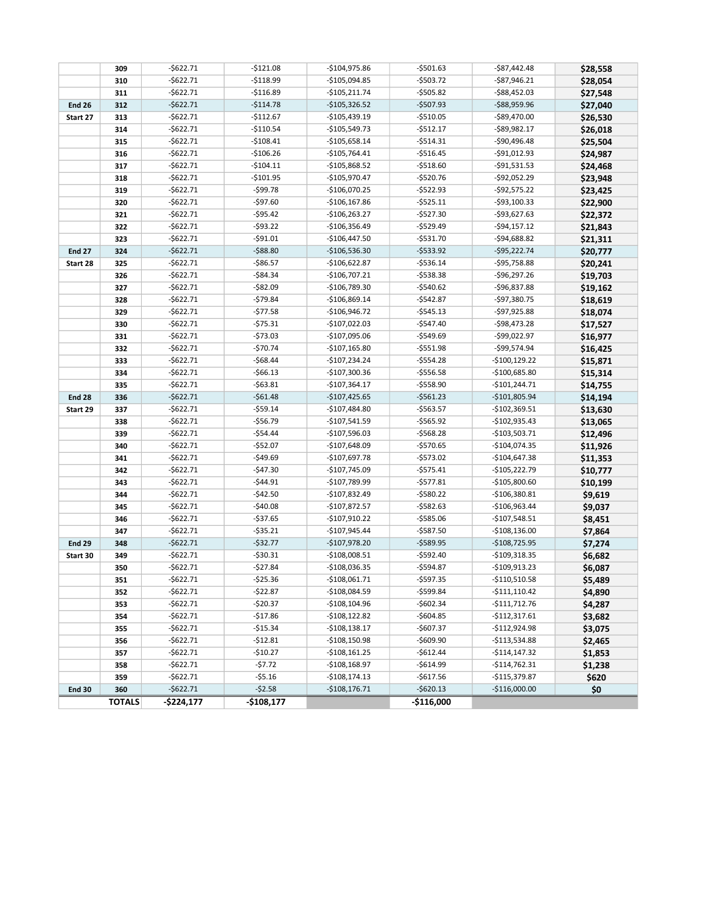| | | | | | | | |
|---|---|---|---|---|---|---|---|
| | 309 | -$622.71 | -$121.08 | -$104,975.86 | -$501.63 | -$87,442.48 | $28,558 |
| | 310 | -$622.71 | -$118.99 | -$105,094.85 | -$503.72 | -$87,946.21 | $28,054 |
| | 311 | -$622.71 | -$116.89 | -$105,211.74 | -$505.82 | -$88,452.03 | $27,548 |
| End 26 | 312 | -$622.71 | -$114.78 | -$105,326.52 | -$507.93 | -$88,959.96 | $27,040 |
| Start 27 | 313 | -$622.71 | -$112.67 | -$105,439.19 | -$510.05 | -$89,470.00 | $26,530 |
| | 314 | -$622.71 | -$110.54 | -$105,549.73 | -$512.17 | -$89,982.17 | $26,018 |
| | 315 | -$622.71 | -$108.41 | -$105,658.14 | -$514.31 | -$90,496.48 | $25,504 |
| | 316 | -$622.71 | -$106.26 | -$105,764.41 | -$516.45 | -$91,012.93 | $24,987 |
| | 317 | -$622.71 | -$104.11 | -$105,868.52 | -$518.60 | -$91,531.53 | $24,468 |
| | 318 | -$622.71 | -$101.95 | -$105,970.47 | -$520.76 | -$92,052.29 | $23,948 |
| | 319 | -$622.71 | -$99.78 | -$106,070.25 | -$522.93 | -$92,575.22 | $23,425 |
| | 320 | -$622.71 | -$97.60 | -$106,167.86 | -$525.11 | -$93,100.33 | $22,900 |
| | 321 | -$622.71 | -$95.42 | -$106,263.27 | -$527.30 | -$93,627.63 | $22,372 |
| | 322 | -$622.71 | -$93.22 | -$106,356.49 | -$529.49 | -$94,157.12 | $21,843 |
| | 323 | -$622.71 | -$91.01 | -$106,447.50 | -$531.70 | -$94,688.82 | $21,311 |
| End 27 | 324 | -$622.71 | -$88.80 | -$106,536.30 | -$533.92 | -$95,222.74 | $20,777 |
| Start 28 | 325 | -$622.71 | -$86.57 | -$106,622.87 | -$536.14 | -$95,758.88 | $20,241 |
| | 326 | -$622.71 | -$84.34 | -$106,707.21 | -$538.38 | -$96,297.26 | $19,703 |
| | 327 | -$622.71 | -$82.09 | -$106,789.30 | -$540.62 | -$96,837.88 | $19,162 |
| | 328 | -$622.71 | -$79.84 | -$106,869.14 | -$542.87 | -$97,380.75 | $18,619 |
| | 329 | -$622.71 | -$77.58 | -$106,946.72 | -$545.13 | -$97,925.88 | $18,074 |
| | 330 | -$622.71 | -$75.31 | -$107,022.03 | -$547.40 | -$98,473.28 | $17,527 |
| | 331 | -$622.71 | -$73.03 | -$107,095.06 | -$549.69 | -$99,022.97 | $16,977 |
| | 332 | -$622.71 | -$70.74 | -$107,165.80 | -$551.98 | -$99,574.94 | $16,425 |
| | 333 | -$622.71 | -$68.44 | -$107,234.24 | -$554.28 | -$100,129.22 | $15,871 |
| | 334 | -$622.71 | -$66.13 | -$107,300.36 | -$556.58 | -$100,685.80 | $15,314 |
| | 335 | -$622.71 | -$63.81 | -$107,364.17 | -$558.90 | -$101,244.71 | $14,755 |
| End 28 | 336 | -$622.71 | -$61.48 | -$107,425.65 | -$561.23 | -$101,805.94 | $14,194 |
| Start 29 | 337 | -$622.71 | -$59.14 | -$107,484.80 | -$563.57 | -$102,369.51 | $13,630 |
| | 338 | -$622.71 | -$56.79 | -$107,541.59 | -$565.92 | -$102,935.43 | $13,065 |
| | 339 | -$622.71 | -$54.44 | -$107,596.03 | -$568.28 | -$103,503.71 | $12,496 |
| | 340 | -$622.71 | -$52.07 | -$107,648.09 | -$570.65 | -$104,074.35 | $11,926 |
| | 341 | -$622.71 | -$49.69 | -$107,697.78 | -$573.02 | -$104,647.38 | $11,353 |
| | 342 | -$622.71 | -$47.30 | -$107,745.09 | -$575.41 | -$105,222.79 | $10,777 |
| | 343 | -$622.71 | -$44.91 | -$107,789.99 | -$577.81 | -$105,800.60 | $10,199 |
| | 344 | -$622.71 | -$42.50 | -$107,832.49 | -$580.22 | -$106,380.81 | $9,619 |
| | 345 | -$622.71 | -$40.08 | -$107,872.57 | -$582.63 | -$106,963.44 | $9,037 |
| | 346 | -$622.71 | -$37.65 | -$107,910.22 | -$585.06 | -$107,548.51 | $8,451 |
| | 347 | -$622.71 | -$35.21 | -$107,945.44 | -$587.50 | -$108,136.00 | $7,864 |
| End 29 | 348 | -$622.71 | -$32.77 | -$107,978.20 | -$589.95 | -$108,725.95 | $7,274 |
| Start 30 | 349 | -$622.71 | -$30.31 | -$108,008.51 | -$592.40 | -$109,318.35 | $6,682 |
| | 350 | -$622.71 | -$27.84 | -$108,036.35 | -$594.87 | -$109,913.23 | $6,087 |
| | 351 | -$622.71 | -$25.36 | -$108,061.71 | -$597.35 | -$110,510.58 | $5,489 |
| | 352 | -$622.71 | -$22.87 | -$108,084.59 | -$599.84 | -$111,110.42 | $4,890 |
| | 353 | -$622.71 | -$20.37 | -$108,104.96 | -$602.34 | -$111,712.76 | $4,287 |
| | 354 | -$622.71 | -$17.86 | -$108,122.82 | -$604.85 | -$112,317.61 | $3,682 |
| | 355 | -$622.71 | -$15.34 | -$108,138.17 | -$607.37 | -$112,924.98 | $3,075 |
| | 356 | -$622.71 | -$12.81 | -$108,150.98 | -$609.90 | -$113,534.88 | $2,465 |
| | 357 | -$622.71 | -$10.27 | -$108,161.25 | -$612.44 | -$114,147.32 | $1,853 |
| | 358 | -$622.71 | -$7.72 | -$108,168.97 | -$614.99 | -$114,762.31 | $1,238 |
| | 359 | -$622.71 | -$5.16 | -$108,174.13 | -$617.56 | -$115,379.87 | $620 |
| End 30 | 360 | -$622.71 | -$2.58 | -$108,176.71 | -$620.13 | -$116,000.00 | $0 |
| | **TOTALS** | **-$224,177** | **-$108,177** | | **-$116,000** | | |